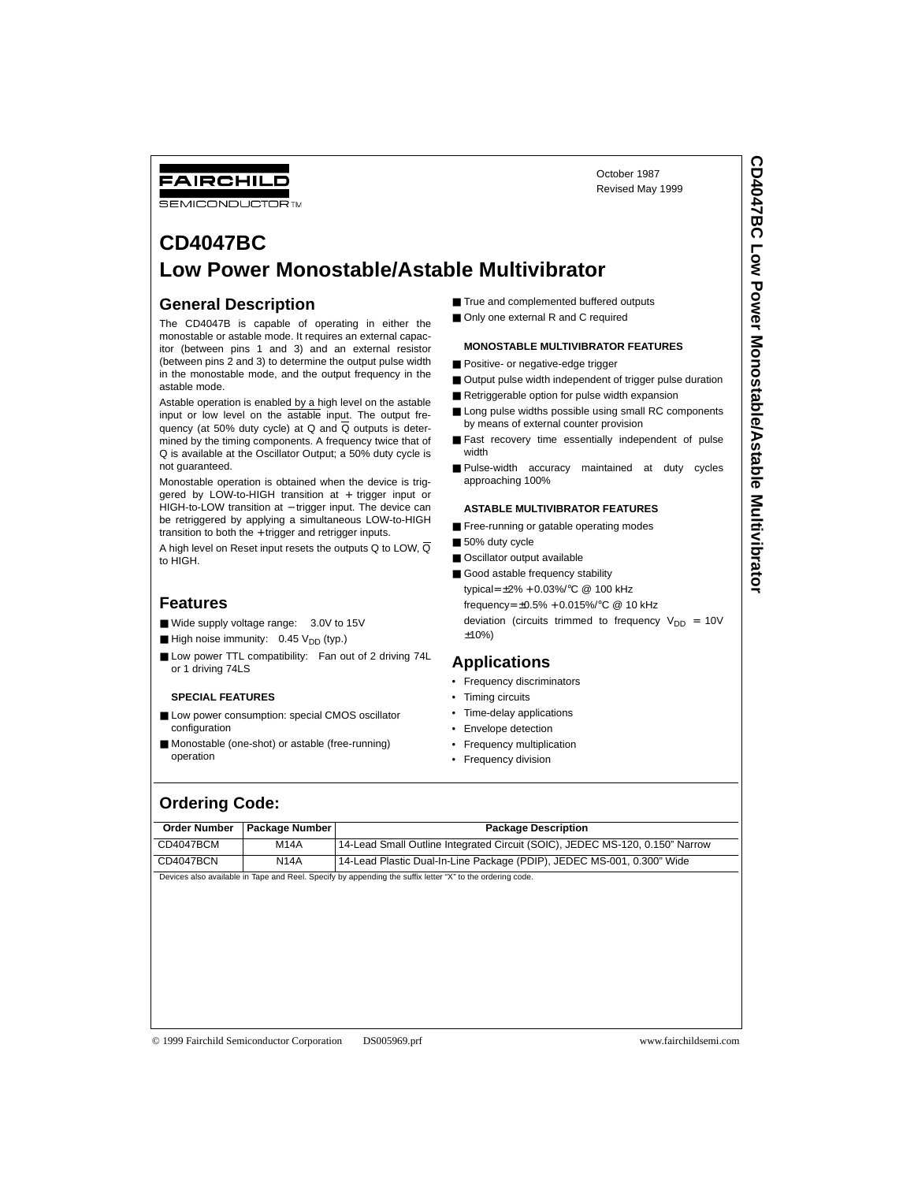FAIRCHILD SEMICONDUCTOR™

October 1987
Revised May 1999

# CD4047BC
# Low Power Monostable/Astable Multivibrator

## General Description

The CD4047B is capable of operating in either the monostable or astable mode. It requires an external capacitor (between pins 1 and 3) and an external resistor (between pins 2 and 3) to determine the output pulse width in the monostable mode, and the output frequency in the astable mode.

Astable operation is enabled by a high level on the astable input or low level on the $\overline{\text{astable}}$ input. The output frequency (at 50% duty cycle) at Q and $\overline{Q}$ outputs is determined by the timing components. A frequency twice that of Q is available at the Oscillator Output; a 50% duty cycle is not guaranteed.

Monostable operation is obtained when the device is triggered by LOW-to-HIGH transition at + trigger input or HIGH-to-LOW transition at − trigger input. The device can be retriggered by applying a simultaneous LOW-to-HIGH transition to both the + trigger and retrigger inputs.

A high level on Reset input resets the outputs Q to LOW, $\overline{Q}$ to HIGH.

## Features

- Wide supply voltage range: 3.0V to 15V
- High noise immunity: 0.45 $V_{DD}$ (typ.)
- Low power TTL compatibility: Fan out of 2 driving 74L or 1 driving 74LS

**SPECIAL FEATURES**

- Low power consumption: special CMOS oscillator configuration
- Monostable (one-shot) or astable (free-running) operation
- True and complemented buffered outputs
- Only one external R and C required

**MONOSTABLE MULTIVIBRATOR FEATURES**

- Positive- or negative-edge trigger
- Output pulse width independent of trigger pulse duration
- Retriggerable option for pulse width expansion
- Long pulse widths possible using small RC components by means of external counter provision
- Fast recovery time essentially independent of pulse width
- Pulse-width accuracy maintained at duty cycles approaching 100%

**ASTABLE MULTIVIBRATOR FEATURES**

- Free-running or gatable operating modes
- 50% duty cycle
- Oscillator output available
- Good astable frequency stability
  typical = ±2% + 0.03%/°C @ 100 kHz
  frequency = ±0.5% + 0.015%/°C @ 10 kHz
  deviation (circuits trimmed to frequency $V_{DD}$ = 10V ±10%)

## Applications

- Frequency discriminators
- Timing circuits
- Time-delay applications
- Envelope detection
- Frequency multiplication
- Frequency division

## Ordering Code:

| Order Number | Package Number | Package Description |
|---|---|---|
| CD4047BCM | M14A | 14-Lead Small Outline Integrated Circuit (SOIC), JEDEC MS-120, 0.150" Narrow |
| CD4047BCN | N14A | 14-Lead Plastic Dual-In-Line Package (PDIP), JEDEC MS-001, 0.300" Wide |

Devices also available in Tape and Reel. Specify by appending the suffix letter "X" to the ordering code.

© 1999 Fairchild Semiconductor Corporation DS005969.prf www.fairchildsemi.com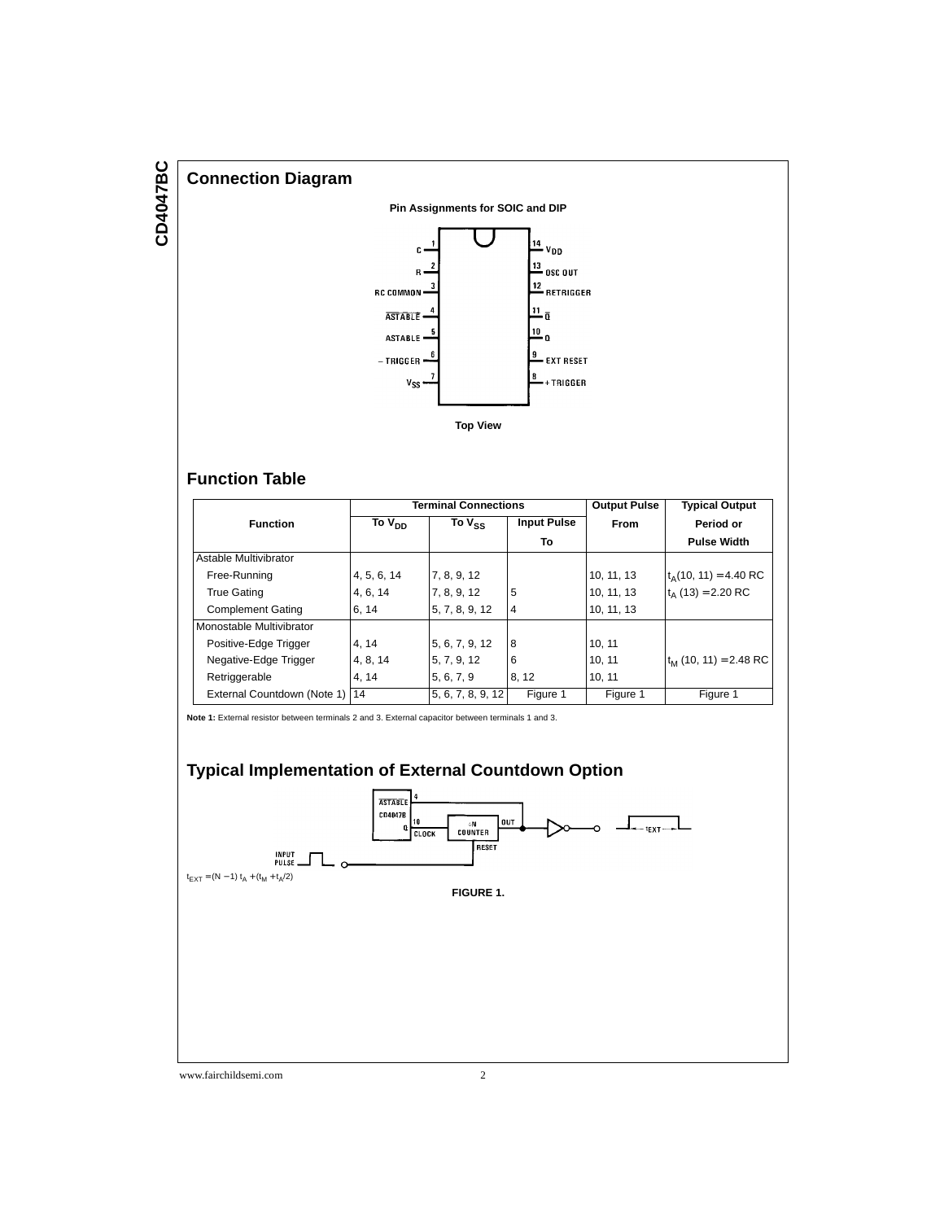## Connection Diagram

**Pin Assignments for SOIC and DIP**

| Pin | Name | Pin | Name |
|---|---|---|---|
| 1 | C | 14 | $V_{DD}$ |
| 2 | R | 13 | OSC OUT |
| 3 | RC COMMON | 12 | RETRIGGER |
| 4 | $\overline{ASTABLE}$ | 11 | $\overline{Q}$ |
| 5 | ASTABLE | 10 | Q |
| 6 | − TRIGGER | 9 | EXT RESET |
| 7 | $V_{SS}$ | 8 | + TRIGGER |

**Top View**

## Function Table

| Function | Terminal Connections | | | Output Pulse | Typical Output |
|---|---|---|---|---|---|
| | To $V_{DD}$ | To $V_{SS}$ | Input Pulse To | From | Period or Pulse Width |
| Astable Multivibrator | | | | | |
| Free-Running | 4, 5, 6, 14 | 7, 8, 9, 12 | | 10, 11, 13 | $t_A(10, 11) = 4.40$ RC |
| True Gating | 4, 6, 14 | 7, 8, 9, 12 | 5 | 10, 11, 13 | $t_A(13) = 2.20$ RC |
| Complement Gating | 6, 14 | 5, 7, 8, 9, 12 | 4 | 10, 11, 13 | |
| Monostable Multivibrator | | | | | |
| Positive-Edge Trigger | 4, 14 | 5, 6, 7, 9, 12 | 8 | 10, 11 | |
| Negative-Edge Trigger | 4, 8, 14 | 5, 7, 9, 12 | 6 | 10, 11 | $t_M(10, 11) = 2.48$ RC |
| Retriggerable | 4, 14 | 5, 6, 7, 9 | 8, 12 | 10, 11 | |
| External Countdown (Note 1) | 14 | 5, 6, 7, 8, 9, 12 | Figure 1 | Figure 1 | Figure 1 |

**Note 1:** External resistor between terminals 2 and 3. External capacitor between terminals 1 and 3.

## Typical Implementation of External Countdown Option

$t_{EXT} = (N - 1)\ t_A + (t_M + t_A/2)$

**FIGURE 1.**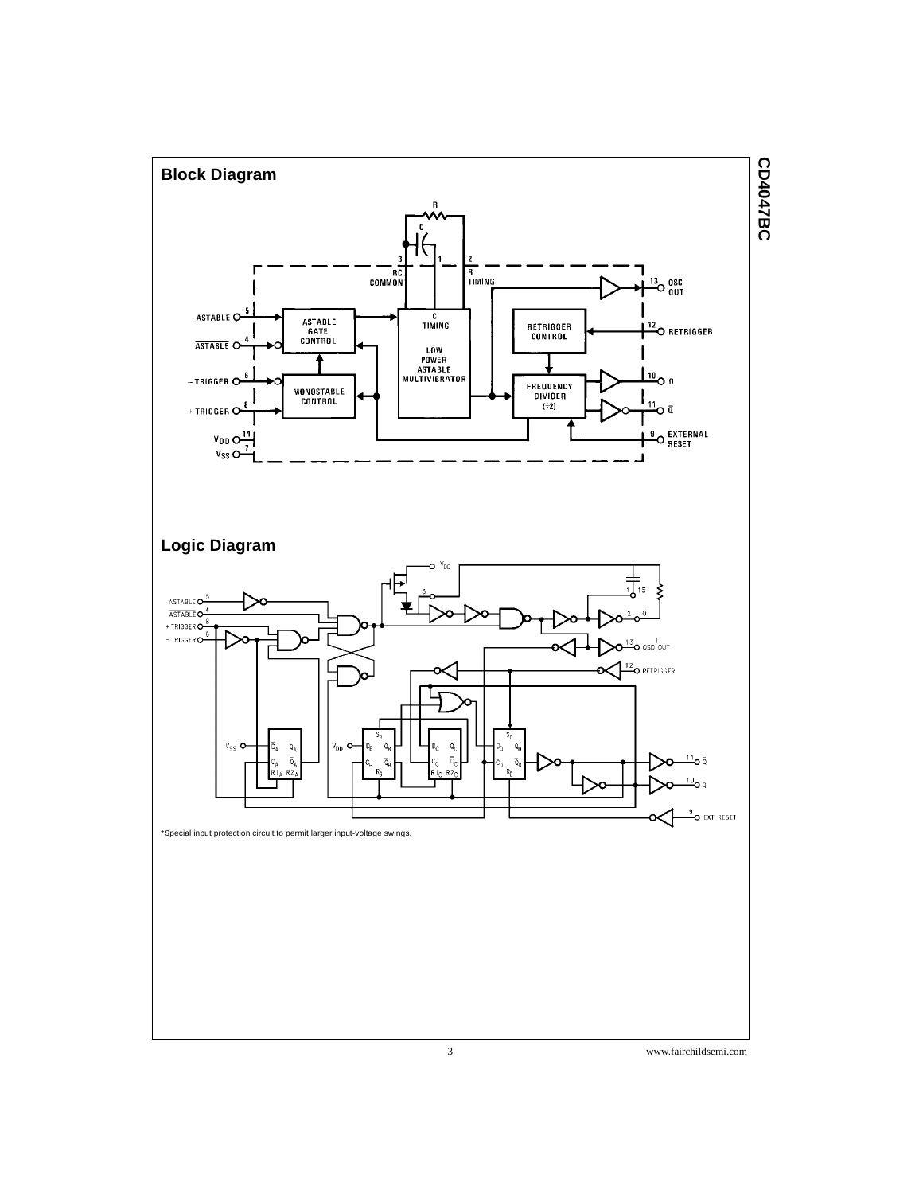## Block Diagram

## Logic Diagram

*Special input protection circuit to permit larger input-voltage swings.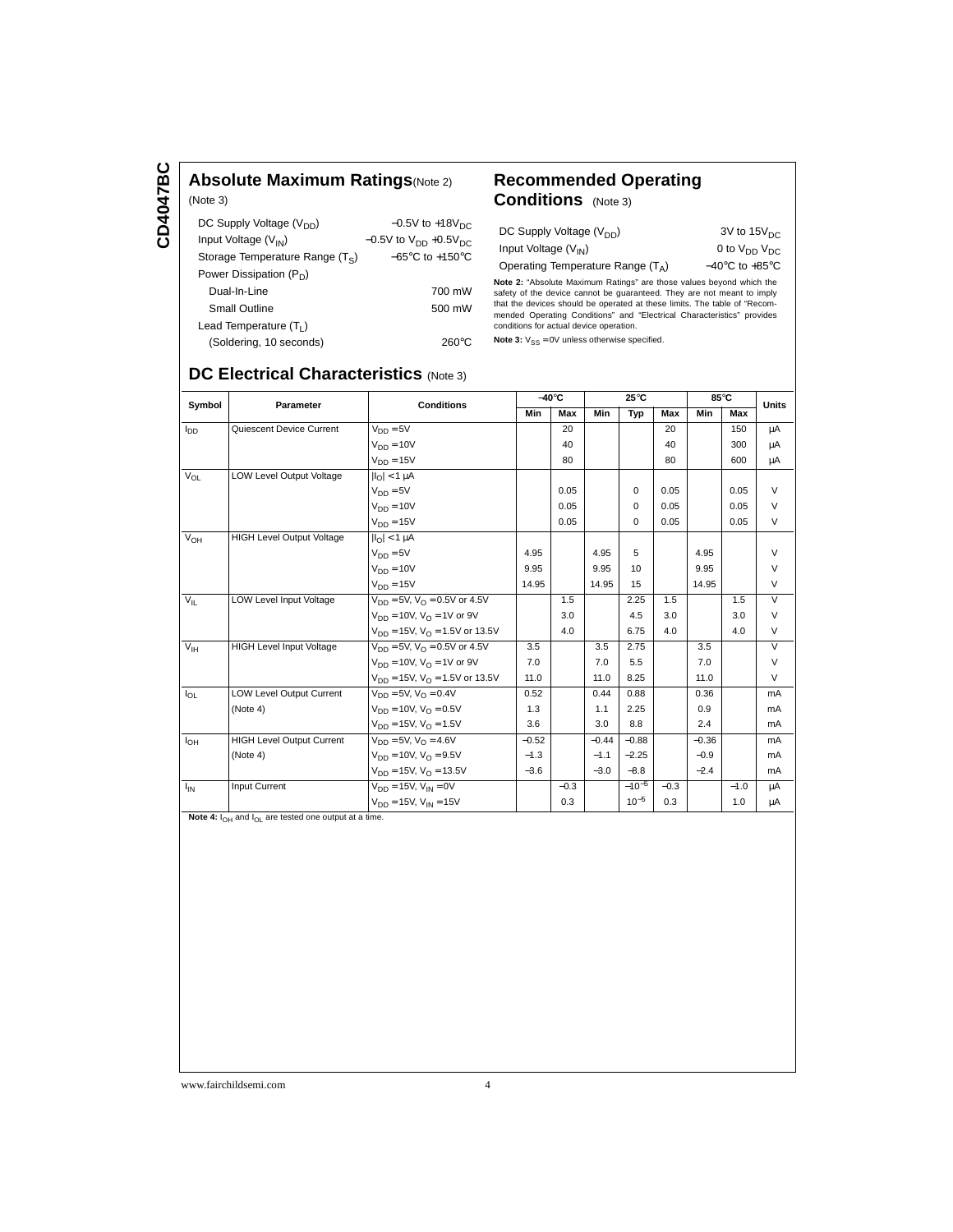## Absolute Maximum Ratings (Note 2)

(Note 3)

| | |
|---|---|
| DC Supply Voltage ($V_{DD}$) | −0.5V to +18$V_{DC}$ |
| Input Voltage ($V_{IN}$) | −0.5V to $V_{DD}$ +0.5$V_{DC}$ |
| Storage Temperature Range ($T_S$) | −65°C to +150°C |
| Power Dissipation ($P_D$) | |
| Dual-In-Line | 700 mW |
| Small Outline | 500 mW |
| Lead Temperature ($T_L$) | |
| (Soldering, 10 seconds) | 260°C |

## Recommended Operating Conditions (Note 3)

| | |
|---|---|
| DC Supply Voltage ($V_{DD}$) | 3V to 15$V_{DC}$ |
| Input Voltage ($V_{IN}$) | 0 to $V_{DD}$ $V_{DC}$ |
| Operating Temperature Range ($T_A$) | −40°C to +85°C |

**Note 2:** "Absolute Maximum Ratings" are those values beyond which the safety of the device cannot be guaranteed. They are not meant to imply that the devices should be operated at these limits. The table of "Recommended Operating Conditions" and "Electrical Characteristics" provides conditions for actual device operation.

**Note 3:** $V_{SS}$ = 0V unless otherwise specified.

## DC Electrical Characteristics (Note 3)

| Symbol | Parameter | Conditions | −40°C | | 25°C | | | 85°C | | Units |
|---|---|---|---|---|---|---|---|---|---|---|
| | | | Min | Max | Min | Typ | Max | Min | Max | |
| $I_{DD}$ | Quiescent Device Current | $V_{DD}$ = 5V | | 20 | | | 20 | | 150 | μA |
| | | $V_{DD}$ = 10V | | 40 | | | 40 | | 300 | μA |
| | | $V_{DD}$ = 15V | | 80 | | | 80 | | 600 | μA |
| $V_{OL}$ | LOW Level Output Voltage | $\|I_O\|$ < 1 μA | | | | | | | | |
| | | $V_{DD}$ = 5V | | 0.05 | | 0 | 0.05 | | 0.05 | V |
| | | $V_{DD}$ = 10V | | 0.05 | | 0 | 0.05 | | 0.05 | V |
| | | $V_{DD}$ = 15V | | 0.05 | | 0 | 0.05 | | 0.05 | V |
| $V_{OH}$ | HIGH Level Output Voltage | $\|I_O\|$ < 1 μA | | | | | | | | |
| | | $V_{DD}$ = 5V | 4.95 | | 4.95 | 5 | | 4.95 | | V |
| | | $V_{DD}$ = 10V | 9.95 | | 9.95 | 10 | | 9.95 | | V |
| | | $V_{DD}$ = 15V | 14.95 | | 14.95 | 15 | | 14.95 | | V |
| $V_{IL}$ | LOW Level Input Voltage | $V_{DD}$ = 5V, $V_O$ = 0.5V or 4.5V | | 1.5 | | 2.25 | 1.5 | | 1.5 | V |
| | | $V_{DD}$ = 10V, $V_O$ = 1V or 9V | | 3.0 | | 4.5 | 3.0 | | 3.0 | V |
| | | $V_{DD}$ = 15V, $V_O$ = 1.5V or 13.5V | | 4.0 | | 6.75 | 4.0 | | 4.0 | V |
| $V_{IH}$ | HIGH Level Input Voltage | $V_{DD}$ = 5V, $V_O$ = 0.5V or 4.5V | 3.5 | | 3.5 | 2.75 | | 3.5 | | V |
| | | $V_{DD}$ = 10V, $V_O$ = 1V or 9V | 7.0 | | 7.0 | 5.5 | | 7.0 | | V |
| | | $V_{DD}$ = 15V, $V_O$ = 1.5V or 13.5V | 11.0 | | 11.0 | 8.25 | | 11.0 | | V |
| $I_{OL}$ | LOW Level Output Current | $V_{DD}$ = 5V, $V_O$ = 0.4V | 0.52 | | 0.44 | 0.88 | | 0.36 | | mA |
| | (Note 4) | $V_{DD}$ = 10V, $V_O$ = 0.5V | 1.3 | | 1.1 | 2.25 | | 0.9 | | mA |
| | | $V_{DD}$ = 15V, $V_O$ = 1.5V | 3.6 | | 3.0 | 8.8 | | 2.4 | | mA |
| $I_{OH}$ | HIGH Level Output Current | $V_{DD}$ = 5V, $V_O$ = 4.6V | −0.52 | | −0.44 | −0.88 | | −0.36 | | mA |
| | (Note 4) | $V_{DD}$ = 10V, $V_O$ = 9.5V | −1.3 | | −1.1 | −2.25 | | −0.9 | | mA |
| | | $V_{DD}$ = 15V, $V_O$ = 13.5V | −3.6 | | −3.0 | −8.8 | | −2.4 | | mA |
| $I_{IN}$ | Input Current | $V_{DD}$ = 15V, $V_{IN}$ = 0V | | −0.3 | | $-10^{-5}$ | −0.3 | | −1.0 | μA |
| | | $V_{DD}$ = 15V, $V_{IN}$ = 15V | | 0.3 | | $10^{-5}$ | 0.3 | | 1.0 | μA |

**Note 4:** $I_{OH}$ and $I_{OL}$ are tested one output at a time.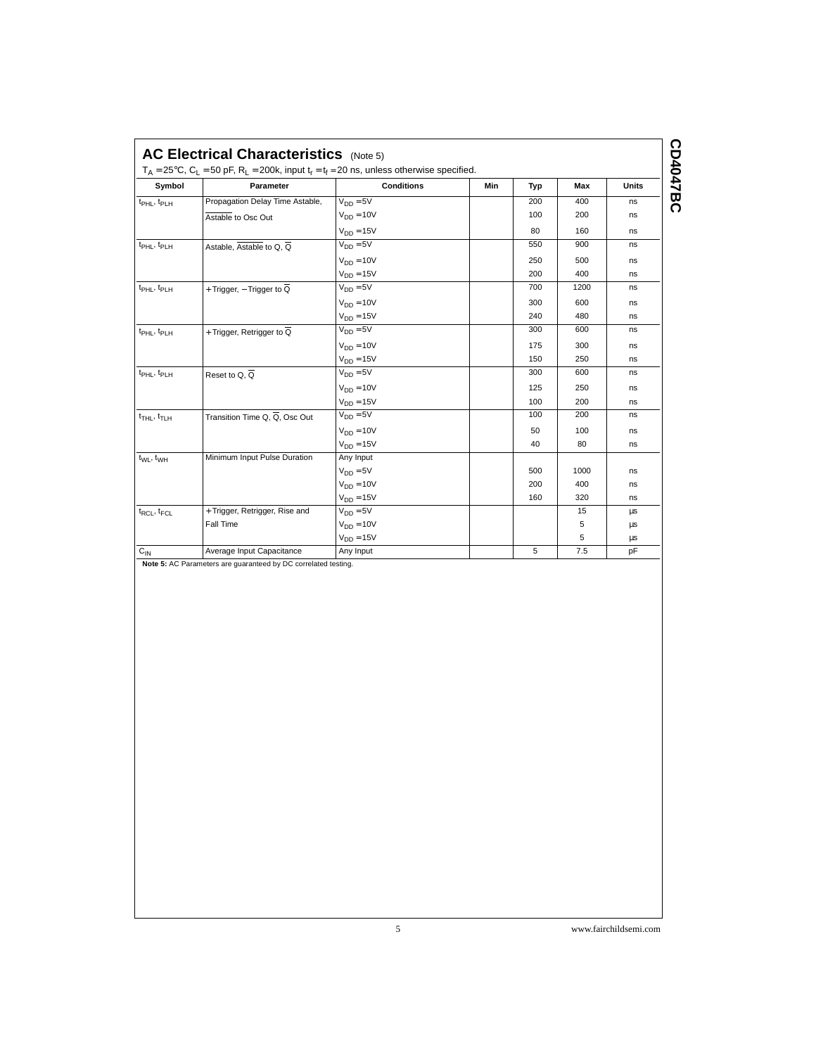## AC Electrical Characteristics (Note 5)

$T_A = 25°C$, $C_L = 50$ pF, $R_L = 200k$, input $t_r = t_f = 20$ ns, unless otherwise specified.

| Symbol | Parameter | Conditions | Min | Typ | Max | Units |
|---|---|---|---|---|---|---|
| $t_{PHL}$, $t_{PLH}$ | Propagation Delay Time Astable, $\overline{\text{Astable}}$ to Osc Out | $V_{DD} = 5V$ | | 200 | 400 | ns |
| | | $V_{DD} = 10V$ | | 100 | 200 | ns |
| | | $V_{DD} = 15V$ | | 80 | 160 | ns |
| $t_{PHL}$, $t_{PLH}$ | Astable, $\overline{\text{Astable}}$ to Q, $\overline{Q}$ | $V_{DD} = 5V$ | | 550 | 900 | ns |
| | | $V_{DD} = 10V$ | | 250 | 500 | ns |
| | | $V_{DD} = 15V$ | | 200 | 400 | ns |
| $t_{PHL}$, $t_{PLH}$ | +Trigger, −Trigger to $\overline{Q}$ | $V_{DD} = 5V$ | | 700 | 1200 | ns |
| | | $V_{DD} = 10V$ | | 300 | 600 | ns |
| | | $V_{DD} = 15V$ | | 240 | 480 | ns |
| $t_{PHL}$, $t_{PLH}$ | +Trigger, Retrigger to $\overline{Q}$ | $V_{DD} = 5V$ | | 300 | 600 | ns |
| | | $V_{DD} = 10V$ | | 175 | 300 | ns |
| | | $V_{DD} = 15V$ | | 150 | 250 | ns |
| $t_{PHL}$, $t_{PLH}$ | Reset to Q, $\overline{Q}$ | $V_{DD} = 5V$ | | 300 | 600 | ns |
| | | $V_{DD} = 10V$ | | 125 | 250 | ns |
| | | $V_{DD} = 15V$ | | 100 | 200 | ns |
| $t_{THL}$, $t_{TLH}$ | Transition Time Q, $\overline{Q}$, Osc Out | $V_{DD} = 5V$ | | 100 | 200 | ns |
| | | $V_{DD} = 10V$ | | 50 | 100 | ns |
| | | $V_{DD} = 15V$ | | 40 | 80 | ns |
| $t_{WL}$, $t_{WH}$ | Minimum Input Pulse Duration | Any Input | | | | |
| | | $V_{DD} = 5V$ | | 500 | 1000 | ns |
| | | $V_{DD} = 10V$ | | 200 | 400 | ns |
| | | $V_{DD} = 15V$ | | 160 | 320 | ns |
| $t_{RCL}$, $t_{FCL}$ | +Trigger, Retrigger, Rise and Fall Time | $V_{DD} = 5V$ | | | 15 | µs |
| | | $V_{DD} = 10V$ | | | 5 | µs |
| | | $V_{DD} = 15V$ | | | 5 | µs |
| $C_{IN}$ | Average Input Capacitance | Any Input | | 5 | 7.5 | pF |

**Note 5:** AC Parameters are guaranteed by DC correlated testing.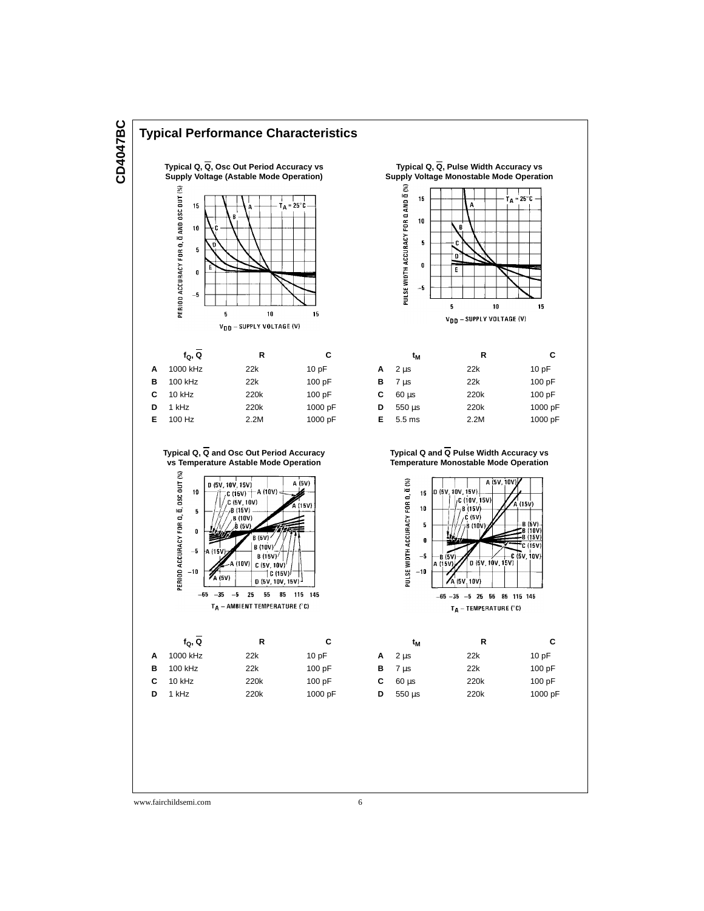## Typical Performance Characteristics

**Typical Q, $\overline{Q}$, Osc Out Period Accuracy vs Supply Voltage (Astable Mode Operation)**

| | $f_Q$, $\overline{Q}$ | R | C |
|---|---|---|---|
| **A** | 1000 kHz | 22k | 10 pF |
| **B** | 100 kHz | 22k | 100 pF |
| **C** | 10 kHz | 220k | 100 pF |
| **D** | 1 kHz | 220k | 1000 pF |
| **E** | 100 Hz | 2.2M | 1000 pF |

**Typical Q, $\overline{Q}$, Pulse Width Accuracy vs Supply Voltage Monostable Mode Operation**

| | $t_M$ | R | C |
|---|---|---|---|
| **A** | 2 µs | 22k | 10 pF |
| **B** | 7 µs | 22k | 100 pF |
| **C** | 60 µs | 220k | 100 pF |
| **D** | 550 µs | 220k | 1000 pF |
| **E** | 5.5 ms | 2.2M | 1000 pF |

**Typical Q, $\overline{Q}$ and Osc Out Period Accuracy vs Temperature Astable Mode Operation**

| | $f_Q$, $\overline{Q}$ | R | C |
|---|---|---|---|
| **A** | 1000 kHz | 22k | 10 pF |
| **B** | 100 kHz | 22k | 100 pF |
| **C** | 10 kHz | 220k | 100 pF |
| **D** | 1 kHz | 220k | 1000 pF |

**Typical Q and $\overline{Q}$ Pulse Width Accuracy vs Temperature Monostable Mode Operation**

| | $t_M$ | R | C |
|---|---|---|---|
| **A** | 2 µs | 22k | 10 pF |
| **B** | 7 µs | 22k | 100 pF |
| **C** | 60 µs | 220k | 100 pF |
| **D** | 550 µs | 220k | 1000 pF |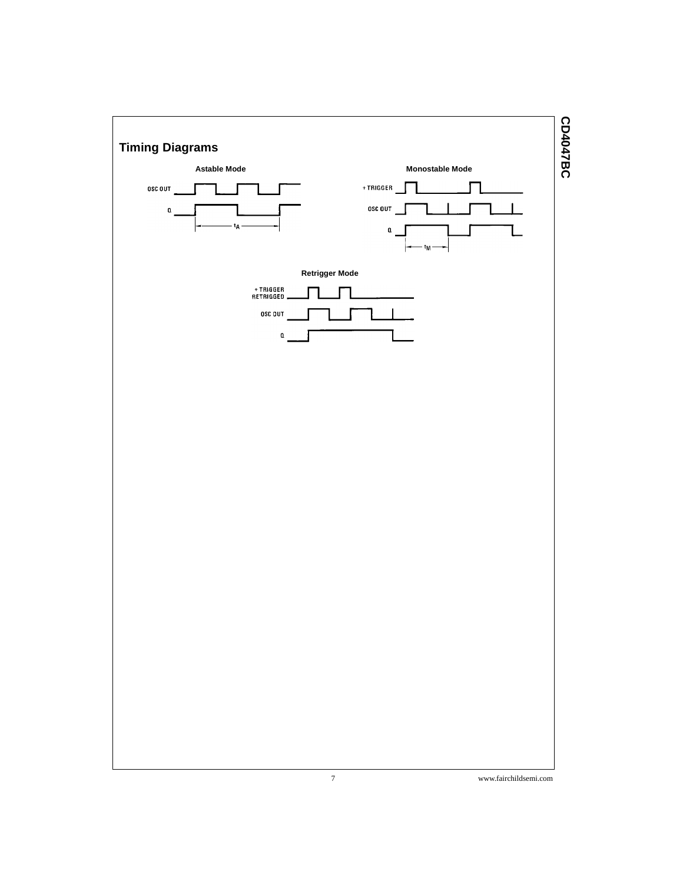## Timing Diagrams

**Astable Mode**

**Monostable Mode**

**Retrigger Mode**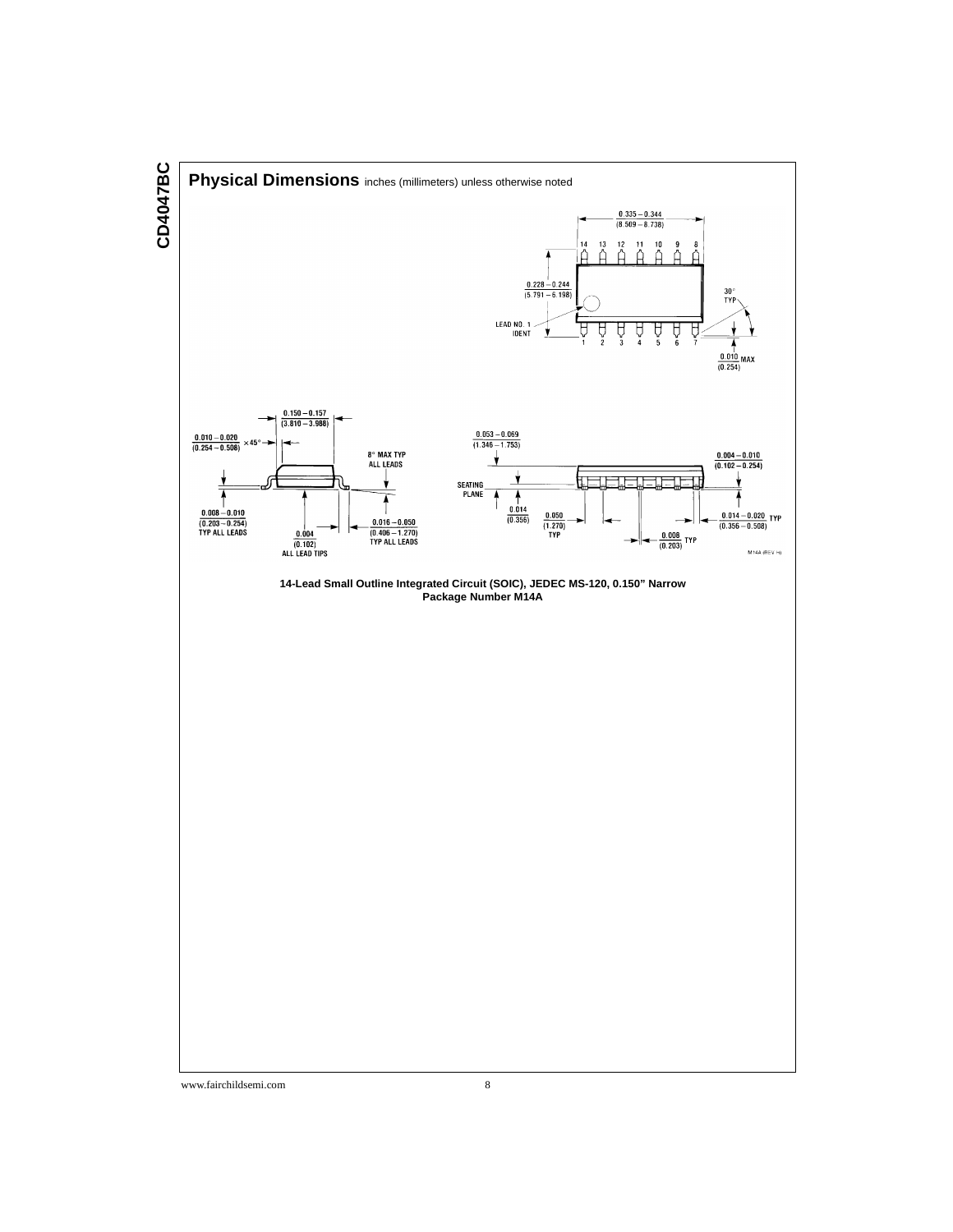## Physical Dimensions inches (millimeters) unless otherwise noted

0.335 – 0.344 (8.509 – 8.738)

14 13 12 11 10 9 8

0.228 – 0.244 (5.791 – 6.198)

LEAD NO. 1 IDENT

1 2 3 4 5 6 7

30° TYP

0.010 MAX (0.254)

0.150 – 0.157 (3.810 – 3.988)

0.010 – 0.020 (0.254 – 0.508) × 45°

8° MAX TYP ALL LEADS

0.008 – 0.010 (0.203 – 0.254) TYP ALL LEADS

0.004 (0.102) ALL LEAD TIPS

0.016 – 0.050 (0.406 – 1.270) TYP ALL LEADS

0.053 – 0.069 (1.346 – 1.753)

SEATING PLANE

0.014 (0.356)

0.050 (1.270) TYP

0.004 – 0.010 (0.102 – 0.254)

0.014 – 0.020 TYP (0.356 – 0.508)

0.008 TYP (0.203)

M14A (REV H)

**14-Lead Small Outline Integrated Circuit (SOIC), JEDEC MS-120, 0.150" Narrow Package Number M14A**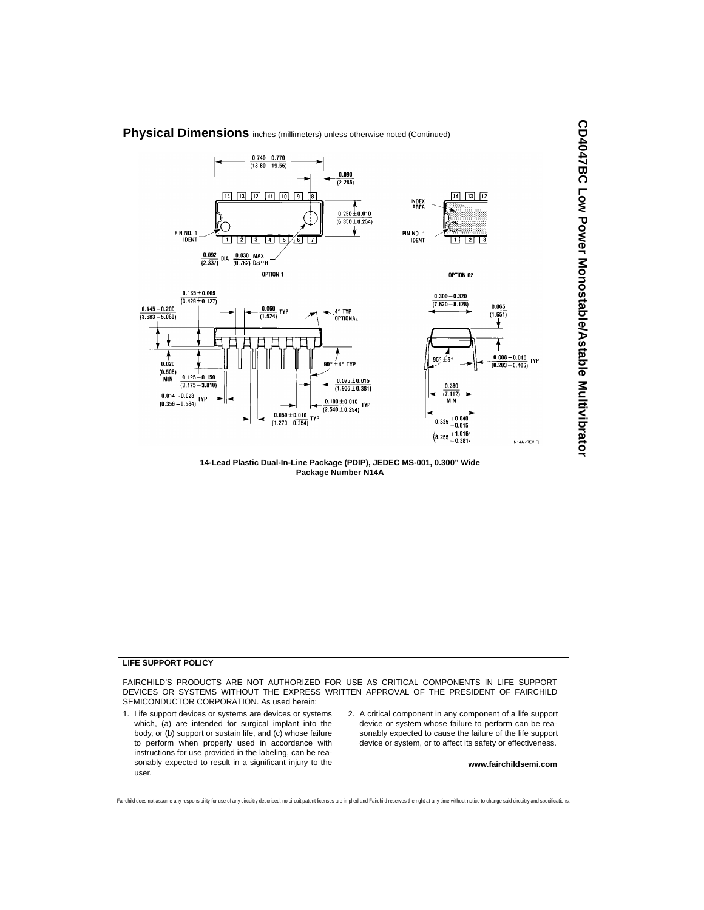## Physical Dimensions inches (millimeters) unless otherwise noted (Continued)

0.740 – 0.770
(18.80 – 19.56)
0.090
(2.286)
0.250 ± 0.010
(6.350 ± 0.254)
PIN NO. 1 IDENT
0.092 (2.337) DIA
0.030 (0.762) MAX DEPTH
OPTION 1
INDEX AREA
PIN NO. 1 IDENT
OPTION 02
0.135 ± 0.005
(3.429 ± 0.127)
0.145 – 0.200
(3.683 – 5.080)
0.060 (1.524) TYP
4° TYP OPTIONAL
0.020 (0.508) MIN
0.125 – 0.150
(3.175 – 3.810)
90° ± 4° TYP
0.075 ± 0.015
(1.905 ± 0.381)
0.014 – 0.023
(0.356 – 0.584) TYP
0.100 ± 0.010
(2.540 ± 0.254) TYP
0.050 ± 0.010
(1.270 – 0.254) TYP
0.300 – 0.320
(7.620 – 8.128)
0.065
(1.651)
95° ± 5°
0.008 – 0.016
(0.203 – 0.406) TYP
0.280
(7.112)
MIN
0.325 +0.040 −0.015
(8.255 +1.016 −0.381)
N14A (REV F)

**14-Lead Plastic Dual-In-Line Package (PDIP), JEDEC MS-001, 0.300" Wide**
**Package Number N14A**

**LIFE SUPPORT POLICY**

FAIRCHILD'S PRODUCTS ARE NOT AUTHORIZED FOR USE AS CRITICAL COMPONENTS IN LIFE SUPPORT DEVICES OR SYSTEMS WITHOUT THE EXPRESS WRITTEN APPROVAL OF THE PRESIDENT OF FAIRCHILD SEMICONDUCTOR CORPORATION. As used herein:

1. Life support devices or systems are devices or systems which, (a) are intended for surgical implant into the body, or (b) support or sustain life, and (c) whose failure to perform when properly used in accordance with instructions for use provided in the labeling, can be reasonably expected to result in a significant injury to the user.

2. A critical component in any component of a life support device or system whose failure to perform can be reasonably expected to cause the failure of the life support device or system, or to affect its safety or effectiveness.

**www.fairchildsemi.com**

Fairchild does not assume any responsibility for use of any circuitry described, no circuit patent licenses are implied and Fairchild reserves the right at any time without notice to change said circuitry and specifications.